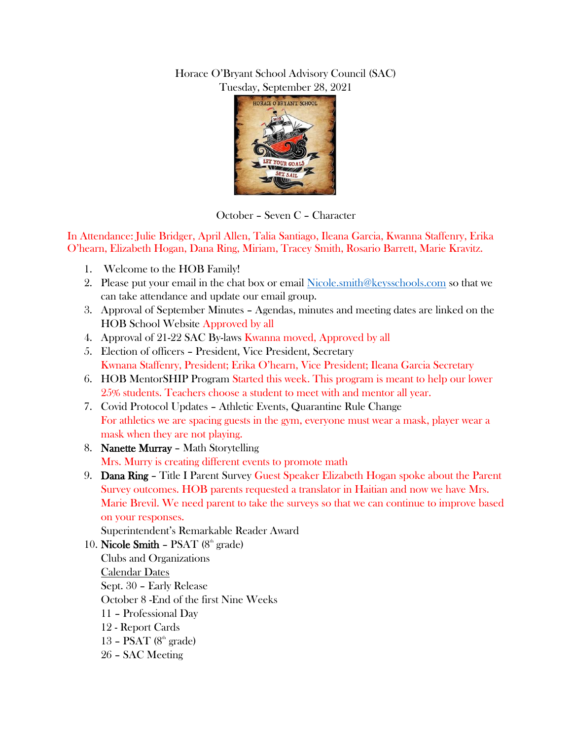Horace O'Bryant School Advisory Council (SAC)
Tuesday, September 28, 2021

October – Seven C – Character

In Attendance: Julie Bridger, April Allen, Talia Santiago, Ileana Garcia, Kwanna Staffenry, Erika O'hearn, Elizabeth Hogan, Dana Ring, Miriam, Tracey Smith, Rosario Barrett, Marie Kravitz.

1. Welcome to the HOB Family!
2. Please put your email in the chat box or email Nicole.smith@keysschools.com so that we can take attendance and update our email group.
3. Approval of September Minutes – Agendas, minutes and meeting dates are linked on the HOB School Website Approved by all
4. Approval of 21-22 SAC By-laws Kwanna moved, Approved by all
5. Election of officers – President, Vice President, Secretary
   Kwnana Staffenry, President; Erika O'hearn, Vice President; Ileana Garcia Secretary
6. HOB MentorSHIP Program Started this week. This program is meant to help our lower 25% students. Teachers choose a student to meet with and mentor all year.
7. Covid Protocol Updates – Athletic Events, Quarantine Rule Change
   For athletics we are spacing guests in the gym, everyone must wear a mask, player wear a mask when they are not playing.
8. **Nanette Murray** – Math Storytelling
   Mrs. Murry is creating different events to promote math
9. **Dana Ring** – Title I Parent Survey Guest Speaker Elizabeth Hogan spoke about the Parent Survey outcomes. HOB parents requested a translator in Haitian and now we have Mrs. Marie Brevil. We need parent to take the surveys so that we can continue to improve based on your responses.
   Superintendent's Remarkable Reader Award
10. **Nicole Smith** – PSAT (8th grade)
    Clubs and Organizations
    Calendar Dates
    Sept. 30 – Early Release
    October 8 -End of the first Nine Weeks
    11 – Professional Day
    12 - Report Cards
    13 – PSAT (8th grade)
    26 – SAC Meeting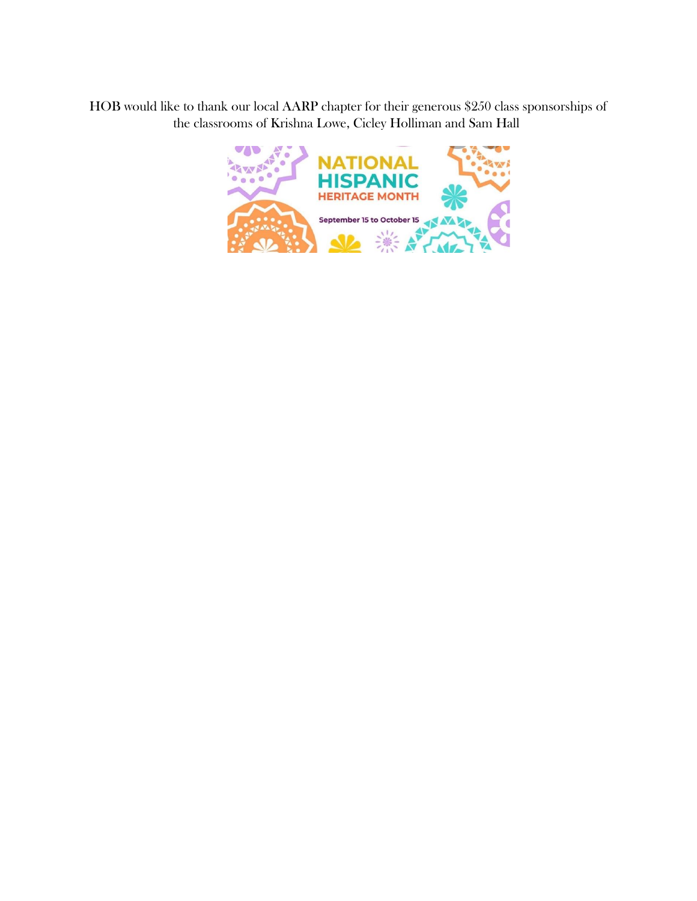HOB would like to thank our local AARP chapter for their generous $250 class sponsorships of the classrooms of Krishna Lowe, Cicley Holliman and Sam Hall

NATIONAL HISPANIC HERITAGE MONTH

September 15 to October 15